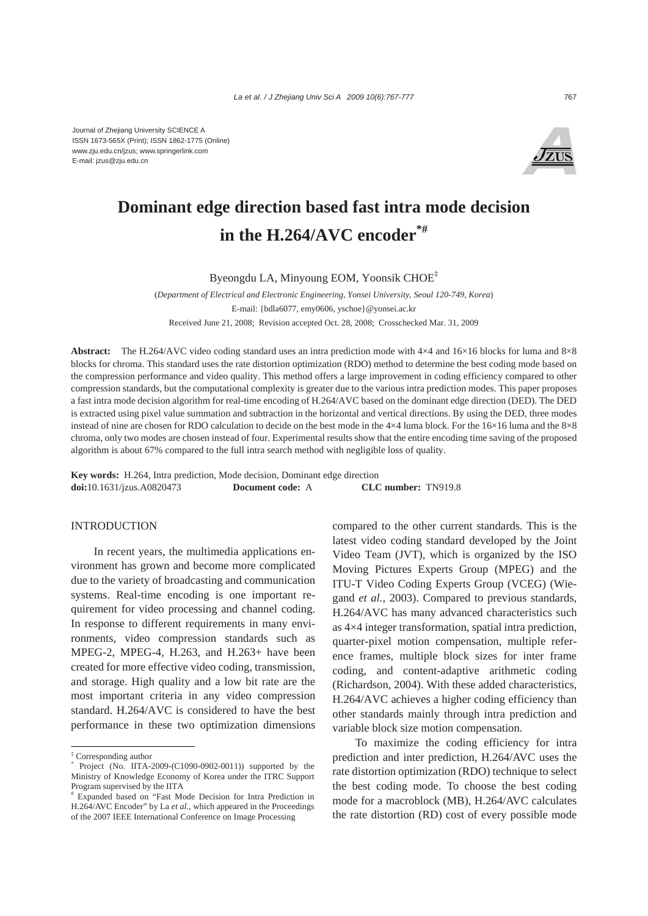Journal of Zhejiang University SCIENCE A
ISSN 1673-565X (Print); ISSN 1862-1775 (Online)
www.zju.edu.cn/jzus; www.springerlink.com
E-mail: jzus@zju.edu.cn

# Dominant edge direction based fast intra mode decision in the H.264/AVC encoder[*#]

Byeongdu LA, Minyoung EOM, Yoonsik CHOE[‡]

(*Department of Electrical and Electronic Engineering, Yonsei University, Seoul 120-749, Korea*)

E-mail: {bdla6077, emy0606, yschoe}@yonsei.ac.kr

Received June 21, 2008; Revision accepted Oct. 28, 2008; Crosschecked Mar. 31, 2009

**Abstract:** The H.264/AVC video coding standard uses an intra prediction mode with 4×4 and 16×16 blocks for luma and 8×8 blocks for chroma. This standard uses the rate distortion optimization (RDO) method to determine the best coding mode based on the compression performance and video quality. This method offers a large improvement in coding efficiency compared to other compression standards, but the computational complexity is greater due to the various intra prediction modes. This paper proposes a fast intra mode decision algorithm for real-time encoding of H.264/AVC based on the dominant edge direction (DED). The DED is extracted using pixel value summation and subtraction in the horizontal and vertical directions. By using the DED, three modes instead of nine are chosen for RDO calculation to decide on the best mode in the 4×4 luma block. For the 16×16 luma and the 8×8 chroma, only two modes are chosen instead of four. Experimental results show that the entire encoding time saving of the proposed algorithm is about 67% compared to the full intra search method with negligible loss of quality.

**Key words:** H.264, Intra prediction, Mode decision, Dominant edge direction
**doi:**10.1631/jzus.A0820473 **Document code:** A **CLC number:** TN919.8

## INTRODUCTION

In recent years, the multimedia applications environment has grown and become more complicated due to the variety of broadcasting and communication systems. Real-time encoding is one important requirement for video processing and channel coding. In response to different requirements in many environments, video compression standards such as MPEG-2, MPEG-4, H.263, and H.263+ have been created for more effective video coding, transmission, and storage. High quality and a low bit rate are the most important criteria in any video compression standard. H.264/AVC is considered to have the best performance in these two optimization dimensions compared to the other current standards. This is the latest video coding standard developed by the Joint Video Team (JVT), which is organized by the ISO Moving Pictures Experts Group (MPEG) and the ITU-T Video Coding Experts Group (VCEG) (Wiegand *et al.*, 2003). Compared to previous standards, H.264/AVC has many advanced characteristics such as 4×4 integer transformation, spatial intra prediction, quarter-pixel motion compensation, multiple reference frames, multiple block sizes for inter frame coding, and content-adaptive arithmetic coding (Richardson, 2004). With these added characteristics, H.264/AVC achieves a higher coding efficiency than other standards mainly through intra prediction and variable block size motion compensation.

To maximize the coding efficiency for intra prediction and inter prediction, H.264/AVC uses the rate distortion optimization (RDO) technique to select the best coding mode. To choose the best coding mode for a macroblock (MB), H.264/AVC calculates the rate distortion (RD) cost of every possible mode

---

[‡] Corresponding author

[*] Project (No. IITA-2009-(C1090-0902-0011)) supported by the Ministry of Knowledge Economy of Korea under the ITRC Support Program supervised by the IITA

[#] Expanded based on "Fast Mode Decision for Intra Prediction in H.264/AVC Encoder" by La *et al*., which appeared in the Proceedings of the 2007 IEEE International Conference on Image Processing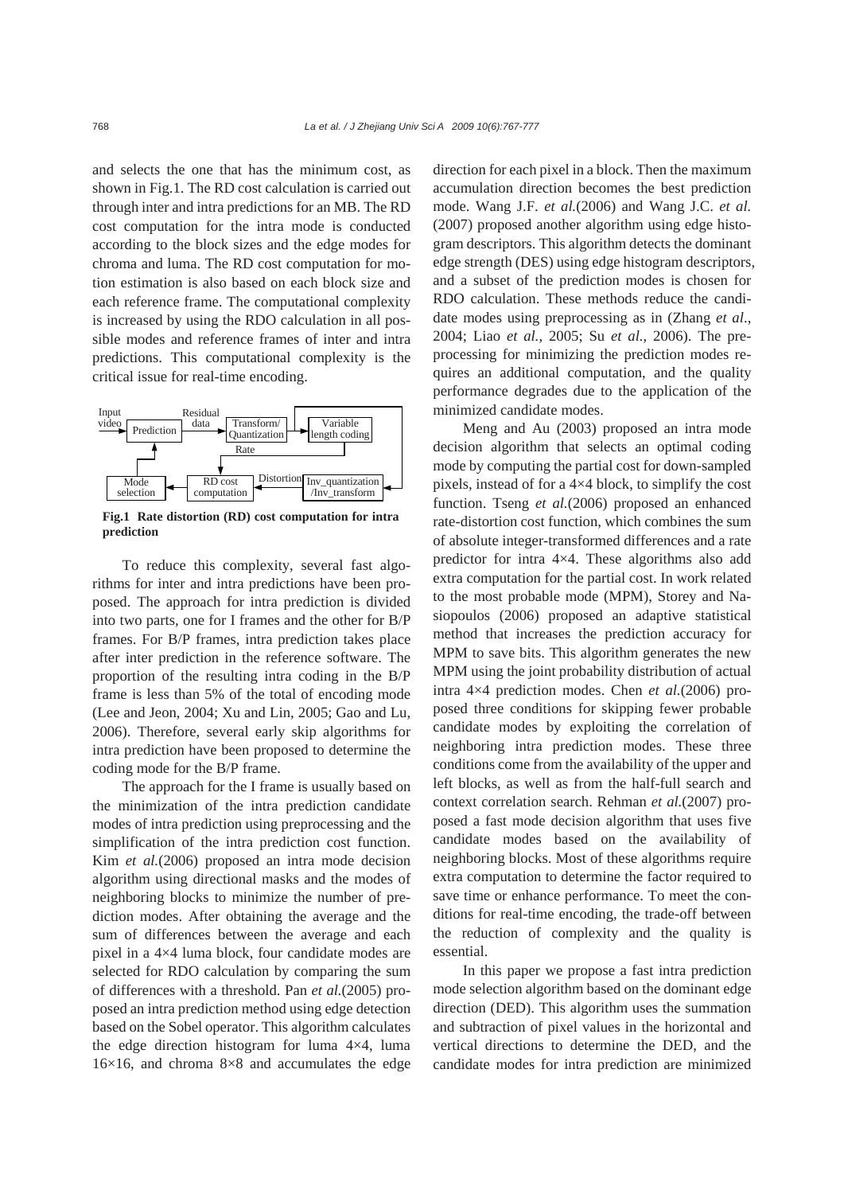and selects the one that has the minimum cost, as shown in Fig.1. The RD cost calculation is carried out through inter and intra predictions for an MB. The RD cost computation for the intra mode is conducted according to the block sizes and the edge modes for chroma and luma. The RD cost computation for motion estimation is also based on each block size and each reference frame. The computational complexity is increased by using the RDO calculation in all possible modes and reference frames of inter and intra predictions. This computational complexity is the critical issue for real-time encoding.

Input video
Prediction
Residual data
Transform/ Quantization
Variable length coding
Rate
Mode selection
RD cost computation
Distortion
Inv_quantization /Inv_transform

**Fig.1 Rate distortion (RD) cost computation for intra prediction**

To reduce this complexity, several fast algorithms for inter and intra predictions have been proposed. The approach for intra prediction is divided into two parts, one for I frames and the other for B/P frames. For B/P frames, intra prediction takes place after inter prediction in the reference software. The proportion of the resulting intra coding in the B/P frame is less than 5% of the total of encoding mode (Lee and Jeon, 2004; Xu and Lin, 2005; Gao and Lu, 2006). Therefore, several early skip algorithms for intra prediction have been proposed to determine the coding mode for the B/P frame.

The approach for the I frame is usually based on the minimization of the intra prediction candidate modes of intra prediction using preprocessing and the simplification of the intra prediction cost function. Kim *et al.*(2006) proposed an intra mode decision algorithm using directional masks and the modes of neighboring blocks to minimize the number of prediction modes. After obtaining the average and the sum of differences between the average and each pixel in a 4×4 luma block, four candidate modes are selected for RDO calculation by comparing the sum of differences with a threshold. Pan *et al.*(2005) proposed an intra prediction method using edge detection based on the Sobel operator. This algorithm calculates the edge direction histogram for luma 4×4, luma 16×16, and chroma 8×8 and accumulates the edge direction for each pixel in a block. Then the maximum accumulation direction becomes the best prediction mode. Wang J.F. *et al.*(2006) and Wang J.C. *et al.* (2007) proposed another algorithm using edge histogram descriptors. This algorithm detects the dominant edge strength (DES) using edge histogram descriptors, and a subset of the prediction modes is chosen for RDO calculation. These methods reduce the candidate modes using preprocessing as in (Zhang *et al.*, 2004; Liao *et al.*, 2005; Su *et al.*, 2006). The preprocessing for minimizing the prediction modes requires an additional computation, and the quality performance degrades due to the application of the minimized candidate modes.

Meng and Au (2003) proposed an intra mode decision algorithm that selects an optimal coding mode by computing the partial cost for down-sampled pixels, instead of for a 4×4 block, to simplify the cost function. Tseng *et al.*(2006) proposed an enhanced rate-distortion cost function, which combines the sum of absolute integer-transformed differences and a rate predictor for intra 4×4. These algorithms also add extra computation for the partial cost. In work related to the most probable mode (MPM), Storey and Nasiopoulos (2006) proposed an adaptive statistical method that increases the prediction accuracy for MPM to save bits. This algorithm generates the new MPM using the joint probability distribution of actual intra 4×4 prediction modes. Chen *et al.*(2006) proposed three conditions for skipping fewer probable candidate modes by exploiting the correlation of neighboring intra prediction modes. These three conditions come from the availability of the upper and left blocks, as well as from the half-full search and context correlation search. Rehman *et al.*(2007) proposed a fast mode decision algorithm that uses five candidate modes based on the availability of neighboring blocks. Most of these algorithms require extra computation to determine the factor required to save time or enhance performance. To meet the conditions for real-time encoding, the trade-off between the reduction of complexity and the quality is essential.

In this paper we propose a fast intra prediction mode selection algorithm based on the dominant edge direction (DED). This algorithm uses the summation and subtraction of pixel values in the horizontal and vertical directions to determine the DED, and the candidate modes for intra prediction are minimized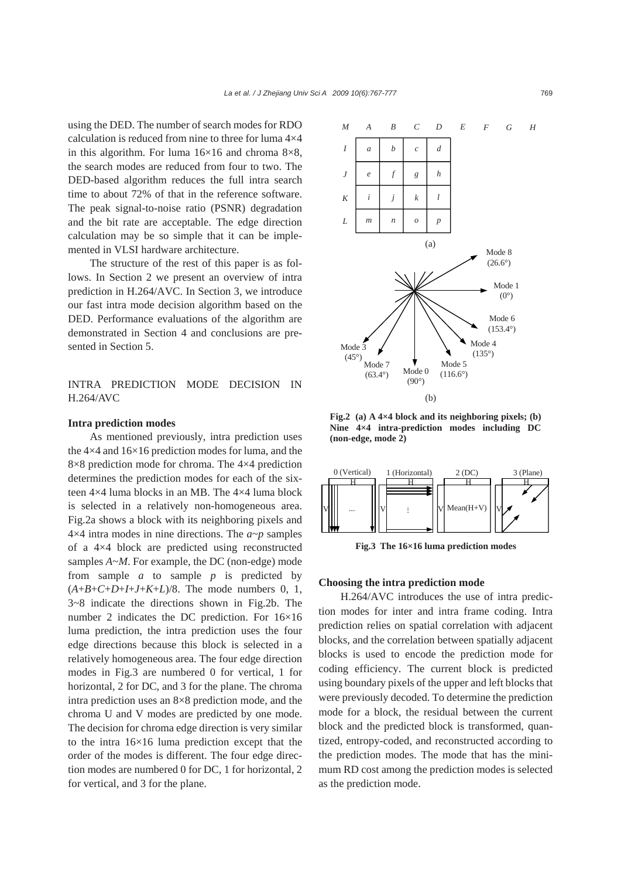using the DED. The number of search modes for RDO calculation is reduced from nine to three for luma 4×4 in this algorithm. For luma 16×16 and chroma 8×8, the search modes are reduced from four to two. The DED-based algorithm reduces the full intra search time to about 72% of that in the reference software. The peak signal-to-noise ratio (PSNR) degradation and the bit rate are acceptable. The edge direction calculation may be so simple that it can be implemented in VLSI hardware architecture.

The structure of the rest of this paper is as follows. In Section 2 we present an overview of intra prediction in H.264/AVC. In Section 3, we introduce our fast intra mode decision algorithm based on the DED. Performance evaluations of the algorithm are demonstrated in Section 4 and conclusions are presented in Section 5.

## INTRA PREDICTION MODE DECISION IN H.264/AVC

### Intra prediction modes

As mentioned previously, intra prediction uses the 4×4 and 16×16 prediction modes for luma, and the 8×8 prediction mode for chroma. The 4×4 prediction determines the prediction modes for each of the sixteen 4×4 luma blocks in an MB. The 4×4 luma block is selected in a relatively non-homogeneous area. Fig.2a shows a block with its neighboring pixels and 4×4 intra modes in nine directions. The *a*~*p* samples of a 4×4 block are predicted using reconstructed samples *A*~*M*. For example, the DC (non-edge) mode from sample *a* to sample *p* is predicted by $(A+B+C+D+I+J+K+L)/8$. The mode numbers 0, 1, 3~8 indicate the directions shown in Fig.2b. The number 2 indicates the DC prediction. For 16×16 luma prediction, the intra prediction uses the four edge directions because this block is selected in a relatively homogeneous area. The four edge direction modes in Fig.3 are numbered 0 for vertical, 1 for horizontal, 2 for DC, and 3 for the plane. The chroma intra prediction uses an 8×8 prediction mode, and the chroma U and V modes are predicted by one mode. The decision for chroma edge direction is very similar to the intra 16×16 luma prediction except that the order of the modes is different. The four edge direction modes are numbered 0 for DC, 1 for horizontal, 2 for vertical, and 3 for the plane.

M A B C D E F G H
I a b c d
J e f g h
K i j k l
L m n o p
(a)

Mode 8 (26.6°)
Mode 1 (0°)
Mode 6 (153.4°)
Mode 4 (135°)
Mode 5 (116.6°)
Mode 0 (90°)
Mode 7 (63.4°)
Mode 3 (45°)
(b)

**Fig.2 (a) A 4×4 block and its neighboring pixels; (b) Nine 4×4 intra-prediction modes including DC (non-edge, mode 2)**

0 (Vertical) H V ...
1 (Horizontal) H V ⋮
2 (DC) H V Mean(H+V)
3 (Plane) H V

**Fig.3 The 16×16 luma prediction modes**

### Choosing the intra prediction mode

H.264/AVC introduces the use of intra prediction modes for inter and intra frame coding. Intra prediction relies on spatial correlation with adjacent blocks, and the correlation between spatially adjacent blocks is used to encode the prediction mode for coding efficiency. The current block is predicted using boundary pixels of the upper and left blocks that were previously decoded. To determine the prediction mode for a block, the residual between the current block and the predicted block is transformed, quantized, entropy-coded, and reconstructed according to the prediction modes. The mode that has the minimum RD cost among the prediction modes is selected as the prediction mode.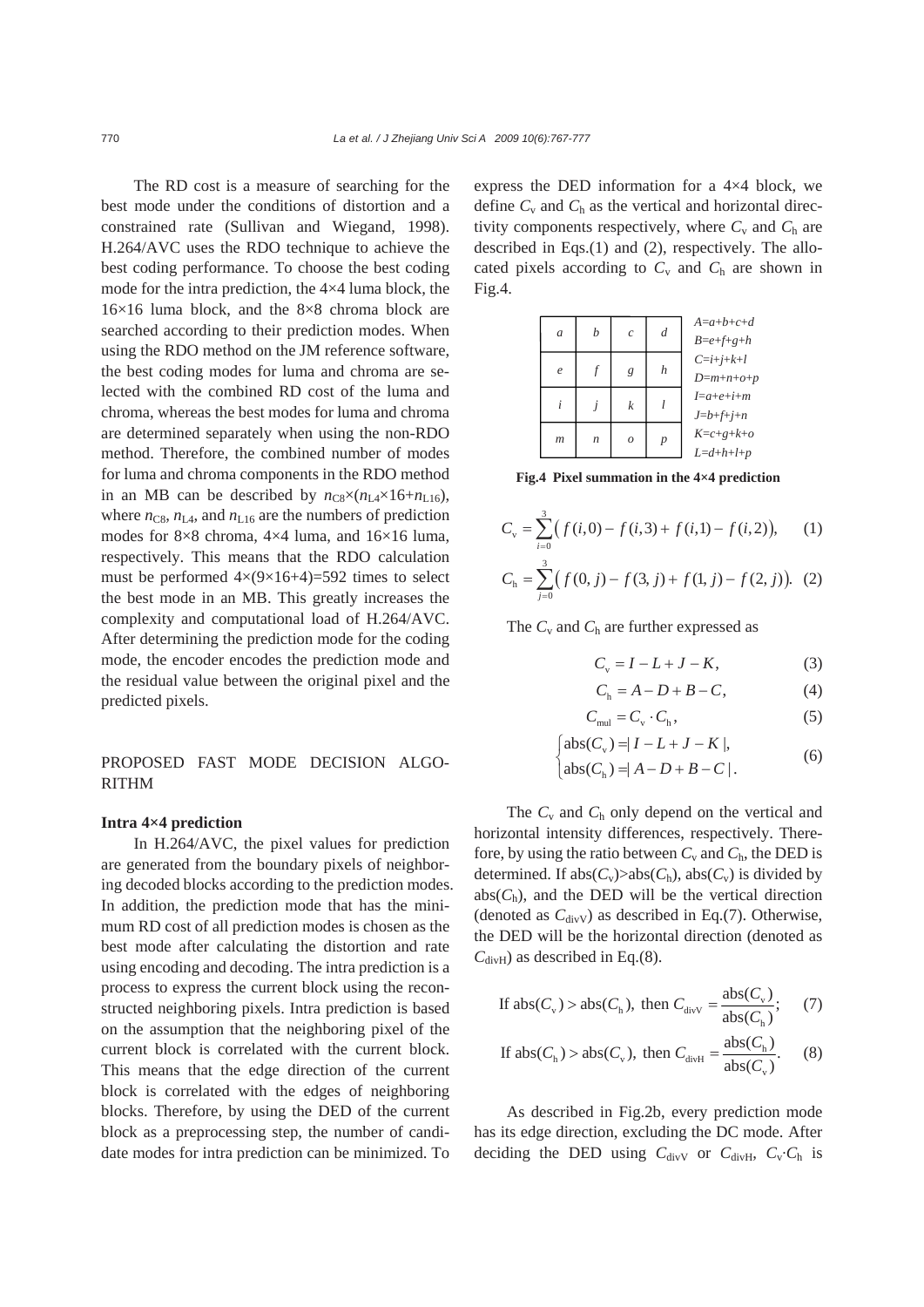The RD cost is a measure of searching for the best mode under the conditions of distortion and a constrained rate (Sullivan and Wiegand, 1998). H.264/AVC uses the RDO technique to achieve the best coding performance. To choose the best coding mode for the intra prediction, the 4×4 luma block, the 16×16 luma block, and the 8×8 chroma block are searched according to their prediction modes. When using the RDO method on the JM reference software, the best coding modes for luma and chroma are selected with the combined RD cost of the luma and chroma, whereas the best modes for luma and chroma are determined separately when using the non-RDO method. Therefore, the combined number of modes for luma and chroma components in the RDO method in an MB can be described by $n_{C8}\times(n_{L4}\times16+n_{L16})$, where $n_{C8}$, $n_{L4}$, and $n_{L16}$ are the numbers of prediction modes for 8×8 chroma, 4×4 luma, and 16×16 luma, respectively. This means that the RDO calculation must be performed 4×(9×16+4)=592 times to select the best mode in an MB. This greatly increases the complexity and computational load of H.264/AVC. After determining the prediction mode for the coding mode, the encoder encodes the prediction mode and the residual value between the original pixel and the predicted pixels.

## PROPOSED FAST MODE DECISION ALGORITHM

### Intra 4×4 prediction

In H.264/AVC, the pixel values for prediction are generated from the boundary pixels of neighboring decoded blocks according to the prediction modes. In addition, the prediction mode that has the minimum RD cost of all prediction modes is chosen as the best mode after calculating the distortion and rate using encoding and decoding. The intra prediction is a process to express the current block using the reconstructed neighboring pixels. Intra prediction is based on the assumption that the neighboring pixel of the current block is correlated with the current block. This means that the edge direction of the current block is correlated with the edges of neighboring blocks. Therefore, by using the DED of the current block as a preprocessing step, the number of candidate modes for intra prediction can be minimized. To express the DED information for a 4×4 block, we define $C_v$ and $C_h$ as the vertical and horizontal directivity components respectively, where $C_v$ and $C_h$ are described in Eqs.(1) and (2), respectively. The allocated pixels according to $C_v$ and $C_h$ are shown in Fig.4.

| | | | |
|---|---|---|---|
| *a* | *b* | *c* | *d* |
| *e* | *f* | *g* | *h* |
| *i* | *j* | *k* | *l* |
| *m* | *n* | *o* | *p* |

*A*=*a*+*b*+*c*+*d*
*B*=*e*+*f*+*g*+*h*
*C*=*i*+*j*+*k*+*l*
*D*=*m*+*n*+*o*+*p*
*I*=*a*+*e*+*i*+*m*
*J*=*b*+*f*+*j*+*n*
*K*=*c*+*g*+*k*+*o*
*L*=*d*+*h*+*l*+*p*

**Fig.4 Pixel summation in the 4×4 prediction**

$$C_v=\sum_{i=0}^{3}\left(f(i,0)-f(i,3)+f(i,1)-f(i,2)\right), \quad (1)$$

$$C_h=\sum_{j=0}^{3}\left(f(0,j)-f(3,j)+f(1,j)-f(2,j)\right). \quad (2)$$

The $C_v$ and $C_h$ are further expressed as

$$C_v=I-L+J-K, \quad (3)$$

$$C_h=A-D+B-C, \quad (4)$$

$$C_{mul}=C_v\cdot C_h, \quad (5)$$

$$\begin{cases}\text{abs}(C_v)=|I-L+J-K|,\\ \text{abs}(C_h)=|A-D+B-C|.\end{cases} \quad (6)$$

The $C_v$ and $C_h$ only depend on the vertical and horizontal intensity differences, respectively. Therefore, by using the ratio between $C_v$ and $C_h$, the DED is determined. If $\text{abs}(C_v)>\text{abs}(C_h)$, $\text{abs}(C_v)$ is divided by $\text{abs}(C_h)$, and the DED will be the vertical direction (denoted as $C_{divV}$) as described in Eq.(7). Otherwise, the DED will be the horizontal direction (denoted as $C_{divH}$) as described in Eq.(8).

$$\text{If abs}(C_v)>\text{abs}(C_h),\ \text{then } C_{divV}=\frac{\text{abs}(C_v)}{\text{abs}(C_h)}; \quad (7)$$

$$\text{If abs}(C_h)>\text{abs}(C_v),\ \text{then } C_{divH}=\frac{\text{abs}(C_h)}{\text{abs}(C_v)}. \quad (8)$$

As described in Fig.2b, every prediction mode has its edge direction, excluding the DC mode. After deciding the DED using $C_{divV}$ or $C_{divH}$, $C_v\cdot C_h$ is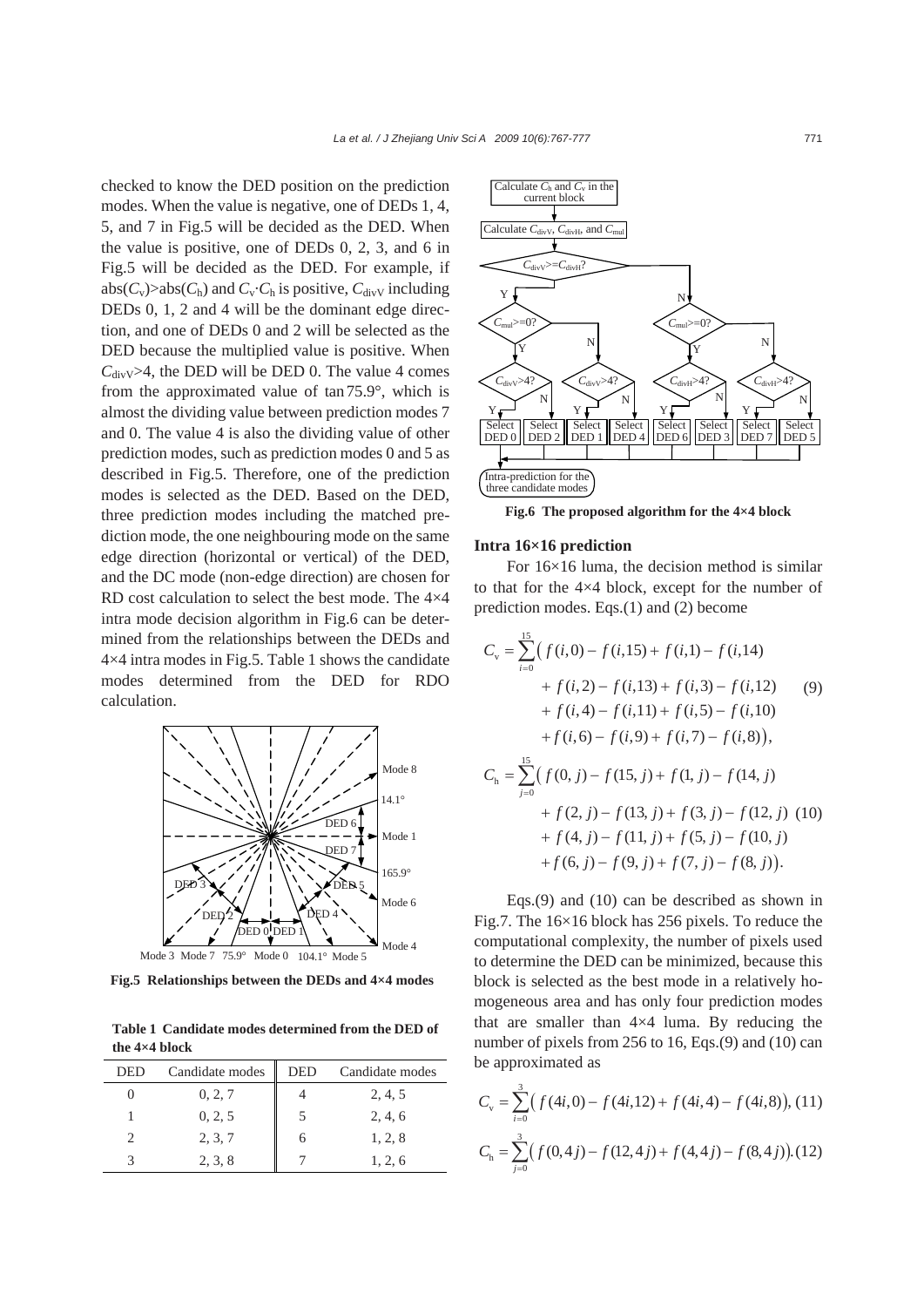checked to know the DED position on the prediction modes. When the value is negative, one of DEDs 1, 4, 5, and 7 in Fig.5 will be decided as the DED. When the value is positive, one of DEDs 0, 2, 3, and 6 in Fig.5 will be decided as the DED. For example, if abs($C_v$)>abs($C_h$) and $C_v \cdot C_h$ is positive, $C_{divV}$ including DEDs 0, 1, 2 and 4 will be the dominant edge direction, and one of DEDs 0 and 2 will be selected as the DED because the multiplied value is positive. When $C_{divV}$>4, the DED will be DED 0. The value 4 comes from the approximated value of tan 75.9°, which is almost the dividing value between prediction modes 7 and 0. The value 4 is also the dividing value of other prediction modes, such as prediction modes 0 and 5 as described in Fig.5. Therefore, one of the prediction modes is selected as the DED. Based on the DED, three prediction modes including the matched prediction mode, the one neighbouring mode on the same edge direction (horizontal or vertical) of the DED, and the DC mode (non-edge direction) are chosen for RD cost calculation to select the best mode. The 4×4 intra mode decision algorithm in Fig.6 can be determined from the relationships between the DEDs and 4×4 intra modes in Fig.5. Table 1 shows the candidate modes determined from the DED for RDO calculation.

Mode 8
14.1°
DED 6
Mode 1
DED 7
165.9°
DED 3
DED 5
Mode 6
DED 2
DED 4
DED 0 DED 1
Mode 4
Mode 3 Mode 7 75.9° Mode 0 104.1° Mode 5

**Fig.5 Relationships between the DEDs and 4×4 modes**

**Table 1 Candidate modes determined from the DED of the 4×4 block**

| DED | Candidate modes | DED | Candidate modes |
|---|---|---|---|
| 0 | 0, 2, 7 | 4 | 2, 4, 5 |
| 1 | 0, 2, 5 | 5 | 2, 4, 6 |
| 2 | 2, 3, 7 | 6 | 1, 2, 8 |
| 3 | 2, 3, 8 | 7 | 1, 2, 6 |

Calculate $C_h$ and $C_v$ in the current block
Calculate $C_{divV}$, $C_{divH}$, and $C_{mul}$
$C_{divV}$>=$C_{divH}$?
Y
N
$C_{mul}$>=0?
N
$C_{mul}$>=0?
N
Y
Y
$C_{divV}$>4?
$C_{divV}$>4?
$C_{divH}$>4?
$C_{divH}$>4?
N
N
N
N
Y
Y
Y
Y
Select DED 0
Select DED 2
Select DED 1
Select DED 4
Select DED 6
Select DED 3
Select DED 7
Select DED 5
Intra-prediction for the three candidate modes

**Fig.6 The proposed algorithm for the 4×4 block**

### Intra 16×16 prediction

For 16×16 luma, the decision method is similar to that for the 4×4 block, except for the number of prediction modes. Eqs.(1) and (2) become

$$C_v = \sum_{i=0}^{15} \big( f(i,0) - f(i,15) + f(i,1) - f(i,14) + f(i,2) - f(i,13) + f(i,3) - f(i,12) + f(i,4) - f(i,11) + f(i,5) - f(i,10) + f(i,6) - f(i,9) + f(i,7) - f(i,8) \big), \quad (9)$$

$$C_h = \sum_{j=0}^{15} \big( f(0,j) - f(15,j) + f(1,j) - f(14,j) + f(2,j) - f(13,j) + f(3,j) - f(12,j) + f(4,j) - f(11,j) + f(5,j) - f(10,j) + f(6,j) - f(9,j) + f(7,j) - f(8,j) \big). \quad (10)$$

Eqs.(9) and (10) can be described as shown in Fig.7. The 16×16 block has 256 pixels. To reduce the computational complexity, the number of pixels used to determine the DED can be minimized, because this block is selected as the best mode in a relatively homogeneous area and has only four prediction modes that are smaller than 4×4 luma. By reducing the number of pixels from 256 to 16, Eqs.(9) and (10) can be approximated as

$$C_v = \sum_{i=0}^{3} \big( f(4i,0) - f(4i,12) + f(4i,4) - f(4i,8) \big), \quad (11)$$

$$C_h = \sum_{j=0}^{3} \big( f(0,4j) - f(12,4j) + f(4,4j) - f(8,4j) \big). \quad (12)$$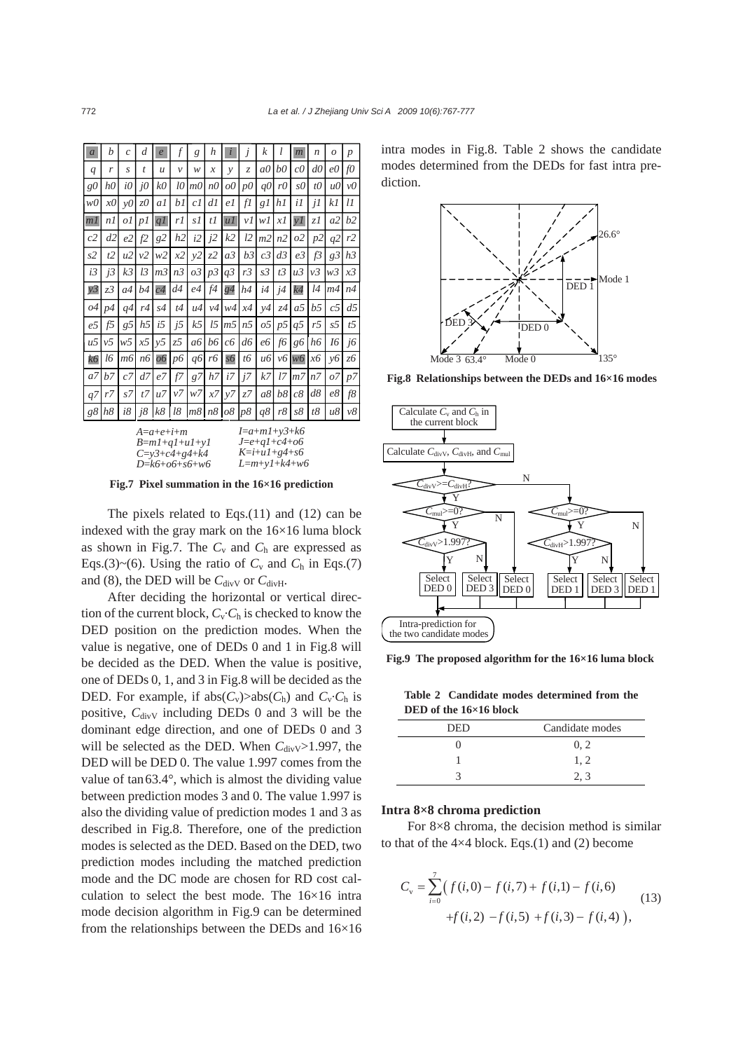| | | | | | | | | | | | | | | | |
|---|---|---|---|---|---|---|---|---|---|---|---|---|---|---|---|
| *a* | *b* | *c* | *d* | *e* | *f* | *g* | *h* | *i* | *j* | *k* | *l* | *m* | *n* | *o* | *p* |
| *q* | *r* | *s* | *t* | *u* | *v* | *w* | *x* | *y* | *z* | *a0* | *b0* | *c0* | *d0* | *e0* | *f0* |
| *g0* | *h0* | *i0* | *j0* | *k0* | *l0* | *m0* | *n0* | *o0* | *p0* | *q0* | *r0* | *s0* | *t0* | *u0* | *v0* |
| *w0* | *x0* | *y0* | *z0* | *a1* | *b1* | *c1* | *d1* | *e1* | *f1* | *g1* | *h1* | *i1* | *j1* | *k1* | *l1* |
| *m1* | *n1* | *o1* | *p1* | *q1* | *r1* | *s1* | *t1* | *u1* | *v1* | *w1* | *x1* | *y1* | *z1* | *a2* | *b2* |
| *c2* | *d2* | *e2* | *f2* | *g2* | *h2* | *i2* | *j2* | *k2* | *l2* | *m2* | *n2* | *o2* | *p2* | *q2* | *r2* |
| *s2* | *t2* | *u2* | *v2* | *w2* | *x2* | *y2* | *z2* | *a3* | *b3* | *c3* | *d3* | *e3* | *f3* | *g3* | *h3* |
| *i3* | *j3* | *k3* | *l3* | *m3* | *n3* | *o3* | *p3* | *q3* | *r3* | *s3* | *t3* | *u3* | *v3* | *w3* | *x3* |
| *y3* | *z3* | *a4* | *b4* | *c4* | *d4* | *e4* | *f4* | *g4* | *h4* | *i4* | *j4* | *k4* | *l4* | *m4* | *n4* |
| *o4* | *p4* | *q4* | *r4* | *s4* | *t4* | *u4* | *v4* | *w4* | *x4* | *y4* | *z4* | *a5* | *b5* | *c5* | *d5* |
| *e5* | *f5* | *g5* | *h5* | *i5* | *j5* | *k5* | *l5* | *m5* | *n5* | *o5* | *p5* | *q5* | *r5* | *s5* | *t5* |
| *u5* | *v5* | *w5* | *x5* | *y5* | *z5* | *a6* | *b6* | *c6* | *d6* | *e6* | *f6* | *g6* | *h6* | *I6* | *j6* |
| *k6* | *l6* | *m6* | *n6* | *o6* | *p6* | *q6* | *r6* | *s6* | *t6* | *u6* | *v6* | *w6* | *x6* | *y6* | *z6* |
| *a7* | *b7* | *c7* | *d7* | *e7* | *f7* | *g7* | *h7* | *i7* | *j7* | *k7* | *l7* | *m7* | *n7* | *o7* | *p7* |
| *q7* | *r7* | *s7* | *t7* | *u7* | *v7* | *w7* | *x7* | *y7* | *z7* | *a8* | *b8* | *c8* | *d8* | *e8* | *f8* |
| *g8* | *h8* | *i8* | *j8* | *k8* | *l8* | *m8* | *n8* | *o8* | *p8* | *q8* | *r8* | *s8* | *t8* | *u8* | *v8* |

$A=a+e+i+m$ $\quad I=a+m1+y3+k6$

$B=m1+q1+u1+y1$ $\quad J=e+q1+c4+o6$

$C=y3+c4+g4+k4$ $\quad K=i+u1+g4+s6$

$D=k6+o6+s6+w6$ $\quad L=m+y1+k4+w6$

**Fig.7 Pixel summation in the 16×16 prediction**

The pixels related to Eqs.(11) and (12) can be indexed with the gray mark on the 16×16 luma block as shown in Fig.7. The $C_v$ and $C_h$ are expressed as Eqs.(3)~(6). Using the ratio of $C_v$ and $C_h$ in Eqs.(7) and (8), the DED will be $C_{divV}$ or $C_{divH}$.

After deciding the horizontal or vertical direction of the current block, $C_v \cdot C_h$ is checked to know the DED position on the prediction modes. When the value is negative, one of DEDs 0 and 1 in Fig.8 will be decided as the DED. When the value is positive, one of DEDs 0, 1, and 3 in Fig.8 will be decided as the DED. For example, if abs($C_v$)>abs($C_h$) and $C_v \cdot C_h$ is positive, $C_{divV}$ including DEDs 0 and 3 will be the dominant edge direction, and one of DEDs 0 and 3 will be selected as the DED. When $C_{divV}$>1.997, the DED will be DED 0. The value 1.997 comes from the value of tan 63.4°, which is almost the dividing value between prediction modes 3 and 0. The value 1.997 is also the dividing value of prediction modes 1 and 3 as described in Fig.8. Therefore, one of the prediction modes is selected as the DED. Based on the DED, two prediction modes including the matched prediction mode and the DC mode are chosen for RD cost calculation to select the best mode. The 16×16 intra mode decision algorithm in Fig.9 can be determined from the relationships between the DEDs and 16×16 intra modes in Fig.8. Table 2 shows the candidate modes determined from the DEDs for fast intra prediction.

26.6°
Mode 1
DED 1
DED 3
DED 0
Mode 3 63.4°
Mode 0
135°

**Fig.8 Relationships between the DEDs and 16×16 modes**

Calculate $C_v$ and $C_h$ in the current block
Calculate $C_{divV}$, $C_{divH}$, and $C_{mul}$
$C_{divV}$>=$C_{divH}$?
N
Y
$C_{mul}$>=0?
N
Y
$C_{divV}$>1.997?
Y N
Select DED 0
Select DED 3
Select DED 0
$C_{mul}$>=0?
Y
N
$C_{divH}$>1.997?
Y N
Select DED 1
Select DED 3
Select DED 1
Intra-prediction for the two candidate modes

**Fig.9 The proposed algorithm for the 16×16 luma block**

**Table 2 Candidate modes determined from the DED of the 16×16 block**

| DED | Candidate modes |
|---|---|
| 0 | 0, 2 |
| 1 | 1, 2 |
| 3 | 2, 3 |

**Intra 8×8 chroma prediction**

For 8×8 chroma, the decision method is similar to that of the 4×4 block. Eqs.(1) and (2) become

$$C_v = \sum_{i=0}^{7} \big( f(i,0) - f(i,7) + f(i,1) - f(i,6) + f(i,2) - f(i,5) + f(i,3) - f(i,4) \big), \tag{13}$$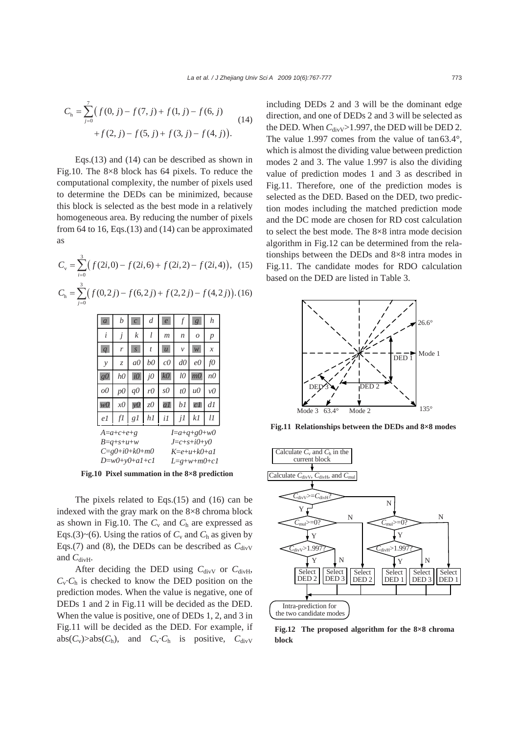$$C_{\mathrm{h}} = \sum_{j=0}^{7} \big( f(0,j) - f(7,j) + f(1,j) - f(6,j) + f(2,j) - f(5,j) + f(3,j) - f(4,j) \big). \quad (14)$$

Eqs.(13) and (14) can be described as shown in Fig.10. The 8×8 block has 64 pixels. To reduce the computational complexity, the number of pixels used to determine the DEDs can be minimized, because this block is selected as the best mode in a relatively homogeneous area. By reducing the number of pixels from 64 to 16, Eqs.(13) and (14) can be approximated as

$$C_{\mathrm{v}} = \sum_{i=0}^{3} \big( f(2i,0) - f(2i,6) + f(2i,2) - f(2i,4) \big), \quad (15)$$

$$C_{\mathrm{h}} = \sum_{j=0}^{3} \big( f(0,2j) - f(6,2j) + f(2,2j) - f(4,2j) \big). \quad (16)$$

| a | b | c | d | e | f | g | h |
|---|---|---|---|---|---|---|---|
| i | j | k | l | m | n | o | p |
| q | r | s | t | u | v | w | x |
| y | z | a0 | b0 | c0 | d0 | e0 | f0 |
| g0 | h0 | i0 | j0 | k0 | l0 | m0 | n0 |
| o0 | p0 | q0 | r0 | s0 | t0 | u0 | v0 |
| w0 | x0 | y0 | z0 | a1 | b1 | c1 | d1 |
| e1 | f1 | g1 | h1 | i1 | j1 | k1 | l1 |

$A=a+c+e+g$ $I=a+q+g0+w0$
$B=q+s+u+w$ $J=c+s+i0+y0$
$C=g0+i0+k0+m0$ $K=e+u+k0+a1$
$D=w0+y0+a1+c1$ $L=g+w+m0+c1$

**Fig.10 Pixel summation in the 8×8 prediction**

The pixels related to Eqs.(15) and (16) can be indexed with the gray mark on the 8×8 chroma block as shown in Fig.10. The $C_{\mathrm{v}}$ and $C_{\mathrm{h}}$ are expressed as Eqs.(3)~(6). Using the ratios of $C_{\mathrm{v}}$ and $C_{\mathrm{h}}$ as given by Eqs.(7) and (8), the DEDs can be described as $C_{\mathrm{divV}}$ and $C_{\mathrm{divH}}$.

After deciding the DED using $C_{\mathrm{divV}}$ or $C_{\mathrm{divH}}$, $C_{\mathrm{v}} \cdot C_{\mathrm{h}}$ is checked to know the DED position on the prediction modes. When the value is negative, one of DEDs 1 and 2 in Fig.11 will be decided as the DED. When the value is positive, one of DEDs 1, 2, and 3 in Fig.11 will be decided as the DED. For example, if $\mathrm{abs}(C_{\mathrm{v}})>\mathrm{abs}(C_{\mathrm{h}})$, and $C_{\mathrm{v}} \cdot C_{\mathrm{h}}$ is positive, $C_{\mathrm{divV}}$ including DEDs 2 and 3 will be the dominant edge direction, and one of DEDs 2 and 3 will be selected as the DED. When $C_{\mathrm{divV}}>1.997$, the DED will be DED 2. The value 1.997 comes from the value of tan63.4°, which is almost the dividing value between prediction modes 2 and 3. The value 1.997 is also the dividing value of prediction modes 1 and 3 as described in Fig.11. Therefore, one of the prediction modes is selected as the DED. Based on the DED, two prediction modes including the matched prediction mode and the DC mode are chosen for RD cost calculation to select the best mode. The 8×8 intra mode decision algorithm in Fig.12 can be determined from the relationships between the DEDs and 8×8 intra modes in Fig.11. The candidate modes for RDO calculation based on the DED are listed in Table 3.

**Fig.11 Relationships between the DEDs and 8×8 modes**

**Fig.12 The proposed algorithm for the 8×8 chroma block**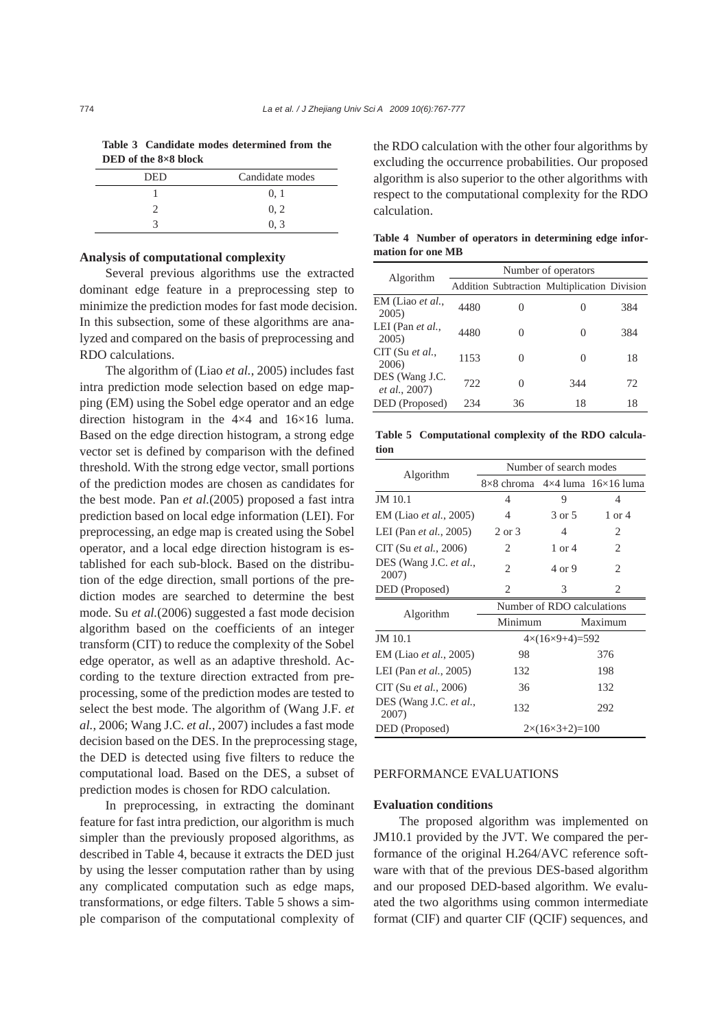**Table 3 Candidate modes determined from the DED of the 8×8 block**

| DED | Candidate modes |
|---|---|
| 1 | 0, 1 |
| 2 | 0, 2 |
| 3 | 0, 3 |

### Analysis of computational complexity

Several previous algorithms use the extracted dominant edge feature in a preprocessing step to minimize the prediction modes for fast mode decision. In this subsection, some of these algorithms are analyzed and compared on the basis of preprocessing and RDO calculations.

The algorithm of (Liao *et al.*, 2005) includes fast intra prediction mode selection based on edge mapping (EM) using the Sobel edge operator and an edge direction histogram in the 4×4 and 16×16 luma. Based on the edge direction histogram, a strong edge vector set is defined by comparison with the defined threshold. With the strong edge vector, small portions of the prediction modes are chosen as candidates for the best mode. Pan *et al.*(2005) proposed a fast intra prediction based on local edge information (LEI). For preprocessing, an edge map is created using the Sobel operator, and a local edge direction histogram is established for each sub-block. Based on the distribution of the edge direction, small portions of the prediction modes are searched to determine the best mode. Su *et al.*(2006) suggested a fast mode decision algorithm based on the coefficients of an integer transform (CIT) to reduce the complexity of the Sobel edge operator, as well as an adaptive threshold. According to the texture direction extracted from preprocessing, some of the prediction modes are tested to select the best mode. The algorithm of (Wang J.F. *et al.*, 2006; Wang J.C. *et al.*, 2007) includes a fast mode decision based on the DES. In the preprocessing stage, the DED is detected using five filters to reduce the computational load. Based on the DES, a subset of prediction modes is chosen for RDO calculation.

In preprocessing, in extracting the dominant feature for fast intra prediction, our algorithm is much simpler than the previously proposed algorithms, as described in Table 4, because it extracts the DED just by using the lesser computation rather than by using any complicated computation such as edge maps, transformations, or edge filters. Table 5 shows a simple comparison of the computational complexity of the RDO calculation with the other four algorithms by excluding the occurrence probabilities. Our proposed algorithm is also superior to the other algorithms with respect to the computational complexity for the RDO calculation.

**Table 4 Number of operators in determining edge information for one MB**

| Algorithm | Number of operators | | | |
|---|---|---|---|---|
| | Addition | Subtraction | Multiplication | Division |
| EM (Liao *et al.*, 2005) | 4480 | 0 | 0 | 384 |
| LEI (Pan *et al.*, 2005) | 4480 | 0 | 0 | 384 |
| CIT (Su *et al.*, 2006) | 1153 | 0 | 0 | 18 |
| DES (Wang J.C. *et al.*, 2007) | 722 | 0 | 344 | 72 |
| DED (Proposed) | 234 | 36 | 18 | 18 |

**Table 5 Computational complexity of the RDO calculation**

| Algorithm | Number of search modes | | |
|---|---|---|---|
| | 8×8 chroma | 4×4 luma | 16×16 luma |
| JM 10.1 | 4 | 9 | 4 |
| EM (Liao *et al.*, 2005) | 4 | 3 or 5 | 1 or 4 |
| LEI (Pan *et al.*, 2005) | 2 or 3 | 4 | 2 |
| CIT (Su *et al.*, 2006) | 2 | 1 or 4 | 2 |
| DES (Wang J.C. *et al.*, 2007) | 2 | 4 or 9 | 2 |
| DED (Proposed) | 2 | 3 | 2 |
| **Algorithm** | **Number of RDO calculations** | | |
| | Minimum | Maximum | |
| JM 10.1 | 4×(16×9+4)=592 | | |
| EM (Liao *et al.*, 2005) | 98 | 376 | |
| LEI (Pan *et al.*, 2005) | 132 | 198 | |
| CIT (Su *et al.*, 2006) | 36 | 132 | |
| DES (Wang J.C. *et al.*, 2007) | 132 | 292 | |
| DED (Proposed) | 2×(16×3+2)=100 | | |

## PERFORMANCE EVALUATIONS

### Evaluation conditions

The proposed algorithm was implemented on JM10.1 provided by the JVT. We compared the performance of the original H.264/AVC reference software with that of the previous DES-based algorithm and our proposed DED-based algorithm. We evaluated the two algorithms using common intermediate format (CIF) and quarter CIF (QCIF) sequences, and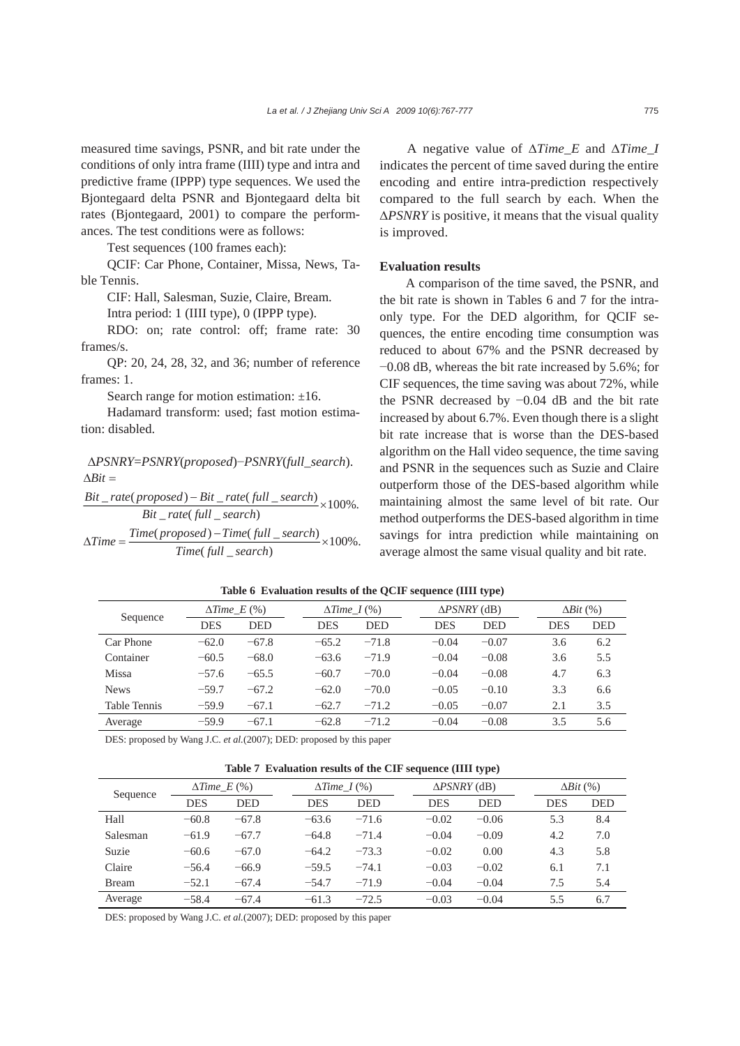measured time savings, PSNR, and bit rate under the conditions of only intra frame (IIII) type and intra and predictive frame (IPPP) type sequences. We used the Bjontegaard delta PSNR and Bjontegaard delta bit rates (Bjontegaard, 2001) to compare the performances. The test conditions were as follows:

Test sequences (100 frames each):

QCIF: Car Phone, Container, Missa, News, Table Tennis.

CIF: Hall, Salesman, Suzie, Claire, Bream.

Intra period: 1 (IIII type), 0 (IPPP type).

RDO: on; rate control: off; frame rate: 30 frames/s.

QP: 20, 24, 28, 32, and 36; number of reference frames: 1.

Search range for motion estimation: ±16.

Hadamard transform: used; fast motion estimation: disabled.

$$\Delta PSNRY = PSNRY(proposed) - PSNRY(full\_search).$$

$$\Delta Bit = \frac{Bit\_rate(proposed) - Bit\_rate(full\_search)}{Bit\_rate(full\_search)} \times 100\%.$$

$$\Delta Time = \frac{Time(proposed) - Time(full\_search)}{Time(full\_search)} \times 100\%.$$

A negative value of $\Delta Time\_E$ and $\Delta Time\_I$ indicates the percent of time saved during the entire encoding and entire intra-prediction respectively compared to the full search by each. When the $\Delta PSNRY$ is positive, it means that the visual quality is improved.

**Evaluation results**

A comparison of the time saved, the PSNR, and the bit rate is shown in Tables 6 and 7 for the intra-only type. For the DED algorithm, for QCIF sequences, the entire encoding time consumption was reduced to about 67% and the PSNR decreased by −0.08 dB, whereas the bit rate increased by 5.6%; for CIF sequences, the time saving was about 72%, while the PSNR decreased by −0.04 dB and the bit rate increased by about 6.7%. Even though there is a slight bit rate increase that is worse than the DES-based algorithm on the Hall video sequence, the time saving and PSNR in the sequences such as Suzie and Claire outperform those of the DES-based algorithm while maintaining almost the same level of bit rate. Our method outperforms the DES-based algorithm in time savings for intra prediction while maintaining on average almost the same visual quality and bit rate.

**Table 6 Evaluation results of the QCIF sequence (IIII type)**

| Sequence | $\Delta Time\_E$ (%) | | $\Delta Time\_I$ (%) | | $\Delta PSNRY$ (dB) | | $\Delta Bit$ (%) | |
|---|---|---|---|---|---|---|---|---|
| | DES | DED | DES | DED | DES | DED | DES | DED |
| Car Phone | −62.0 | −67.8 | −65.2 | −71.8 | −0.04 | −0.07 | 3.6 | 6.2 |
| Container | −60.5 | −68.0 | −63.6 | −71.9 | −0.04 | −0.08 | 3.6 | 5.5 |
| Missa | −57.6 | −65.5 | −60.7 | −70.0 | −0.04 | −0.08 | 4.7 | 6.3 |
| News | −59.7 | −67.2 | −62.0 | −70.0 | −0.05 | −0.10 | 3.3 | 6.6 |
| Table Tennis | −59.9 | −67.1 | −62.7 | −71.2 | −0.05 | −0.07 | 2.1 | 3.5 |
| Average | −59.9 | −67.1 | −62.8 | −71.2 | −0.04 | −0.08 | 3.5 | 5.6 |

DES: proposed by Wang J.C. *et al.*(2007); DED: proposed by this paper

**Table 7 Evaluation results of the CIF sequence (IIII type)**

| Sequence | $\Delta Time\_E$ (%) | | $\Delta Time\_I$ (%) | | $\Delta PSNRY$ (dB) | | $\Delta Bit$ (%) | |
|---|---|---|---|---|---|---|---|---|
| | DES | DED | DES | DED | DES | DED | DES | DED |
| Hall | −60.8 | −67.8 | −63.6 | −71.6 | −0.02 | −0.06 | 5.3 | 8.4 |
| Salesman | −61.9 | −67.7 | −64.8 | −71.4 | −0.04 | −0.09 | 4.2 | 7.0 |
| Suzie | −60.6 | −67.0 | −64.2 | −73.3 | −0.02 | 0.00 | 4.3 | 5.8 |
| Claire | −56.4 | −66.9 | −59.5 | −74.1 | −0.03 | −0.02 | 6.1 | 7.1 |
| Bream | −52.1 | −67.4 | −54.7 | −71.9 | −0.04 | −0.04 | 7.5 | 5.4 |
| Average | −58.4 | −67.4 | −61.3 | −72.5 | −0.03 | −0.04 | 5.5 | 6.7 |

DES: proposed by Wang J.C. *et al.*(2007); DED: proposed by this paper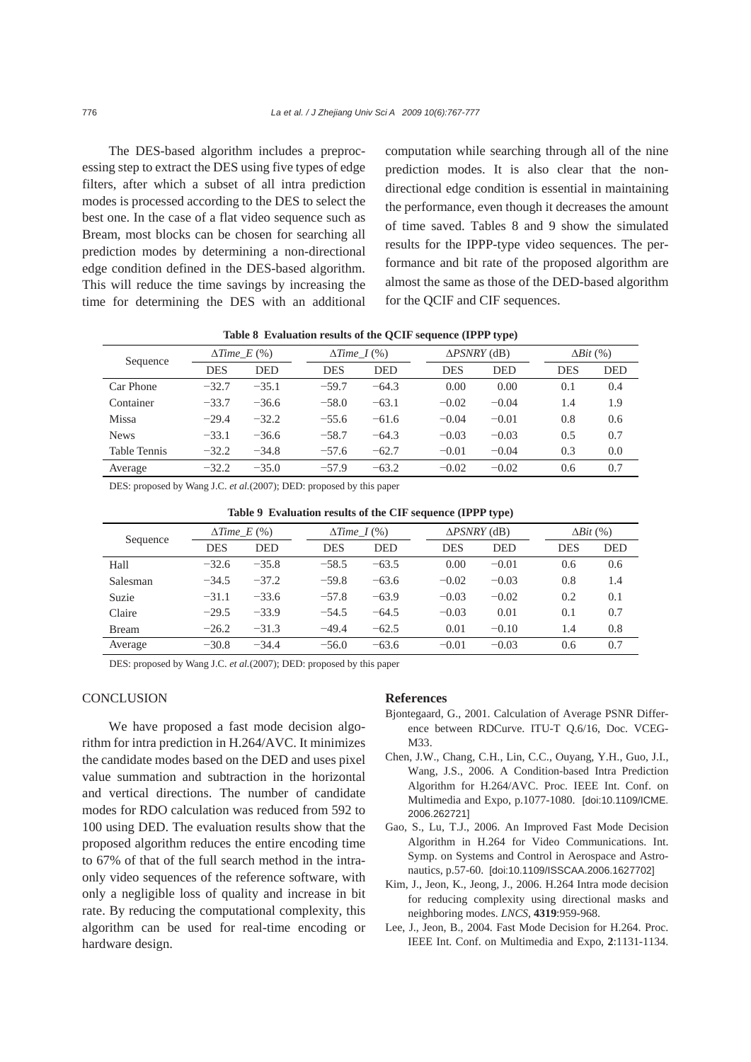The DES-based algorithm includes a preprocessing step to extract the DES using five types of edge filters, after which a subset of all intra prediction modes is processed according to the DES to select the best one. In the case of a flat video sequence such as Bream, most blocks can be chosen for searching all prediction modes by determining a non-directional edge condition defined in the DES-based algorithm. This will reduce the time savings by increasing the time for determining the DES with an additional computation while searching through all of the nine prediction modes. It is also clear that the non-directional edge condition is essential in maintaining the performance, even though it decreases the amount of time saved. Tables 8 and 9 show the simulated results for the IPPP-type video sequences. The performance and bit rate of the proposed algorithm are almost the same as those of the DED-based algorithm for the QCIF and CIF sequences.

**Table 8 Evaluation results of the QCIF sequence (IPPP type)**

| Sequence | $\Delta Time\_E$ (%) | | $\Delta Time\_I$ (%) | | $\Delta PSNRY$ (dB) | | $\Delta Bit$ (%) | |
|---|---|---|---|---|---|---|---|---|
| | DES | DED | DES | DED | DES | DED | DES | DED |
| Car Phone | −32.7 | −35.1 | −59.7 | −64.3 | 0.00 | 0.00 | 0.1 | 0.4 |
| Container | −33.7 | −36.6 | −58.0 | −63.1 | −0.02 | −0.04 | 1.4 | 1.9 |
| Missa | −29.4 | −32.2 | −55.6 | −61.6 | −0.04 | −0.01 | 0.8 | 0.6 |
| News | −33.1 | −36.6 | −58.7 | −64.3 | −0.03 | −0.03 | 0.5 | 0.7 |
| Table Tennis | −32.2 | −34.8 | −57.6 | −62.7 | −0.01 | −0.04 | 0.3 | 0.0 |
| Average | −32.2 | −35.0 | −57.9 | −63.2 | −0.02 | −0.02 | 0.6 | 0.7 |

DES: proposed by Wang J.C. *et al.*(2007); DED: proposed by this paper

**Table 9 Evaluation results of the CIF sequence (IPPP type)**

| Sequence | $\Delta Time\_E$ (%) | | $\Delta Time\_I$ (%) | | $\Delta PSNRY$ (dB) | | $\Delta Bit$ (%) | |
|---|---|---|---|---|---|---|---|---|
| | DES | DED | DES | DED | DES | DED | DES | DED |
| Hall | −32.6 | −35.8 | −58.5 | −63.5 | 0.00 | −0.01 | 0.6 | 0.6 |
| Salesman | −34.5 | −37.2 | −59.8 | −63.6 | −0.02 | −0.03 | 0.8 | 1.4 |
| Suzie | −31.1 | −33.6 | −57.8 | −63.9 | −0.03 | −0.02 | 0.2 | 0.1 |
| Claire | −29.5 | −33.9 | −54.5 | −64.5 | −0.03 | 0.01 | 0.1 | 0.7 |
| Bream | −26.2 | −31.3 | −49.4 | −62.5 | 0.01 | −0.10 | 1.4 | 0.8 |
| Average | −30.8 | −34.4 | −56.0 | −63.6 | −0.01 | −0.03 | 0.6 | 0.7 |

DES: proposed by Wang J.C. *et al.*(2007); DED: proposed by this paper

## CONCLUSION

We have proposed a fast mode decision algorithm for intra prediction in H.264/AVC. It minimizes the candidate modes based on the DED and uses pixel value summation and subtraction in the horizontal and vertical directions. The number of candidate modes for RDO calculation was reduced from 592 to 100 using DED. The evaluation results show that the proposed algorithm reduces the entire encoding time to 67% of that of the full search method in the intra-only video sequences of the reference software, with only a negligible loss of quality and increase in bit rate. By reducing the computational complexity, this algorithm can be used for real-time encoding or hardware design.

## References

Bjontegaard, G., 2001. Calculation of Average PSNR Difference between RDCurve. ITU-T Q.6/16, Doc. VCEG-M33.

Chen, J.W., Chang, C.H., Lin, C.C., Ouyang, Y.H., Guo, J.I., Wang, J.S., 2006. A Condition-based Intra Prediction Algorithm for H.264/AVC. Proc. IEEE Int. Conf. on Multimedia and Expo, p.1077-1080. [doi:10.1109/ICME.2006.262721]

Gao, S., Lu, T.J., 2006. An Improved Fast Mode Decision Algorithm in H.264 for Video Communications. Int. Symp. on Systems and Control in Aerospace and Astronautics, p.57-60. [doi:10.1109/ISSCAA.2006.1627702]

Kim, J., Jeon, K., Jeong, J., 2006. H.264 Intra mode decision for reducing complexity using directional masks and neighboring modes. *LNCS*, **4319**:959-968.

Lee, J., Jeon, B., 2004. Fast Mode Decision for H.264. Proc. IEEE Int. Conf. on Multimedia and Expo, **2**:1131-1134.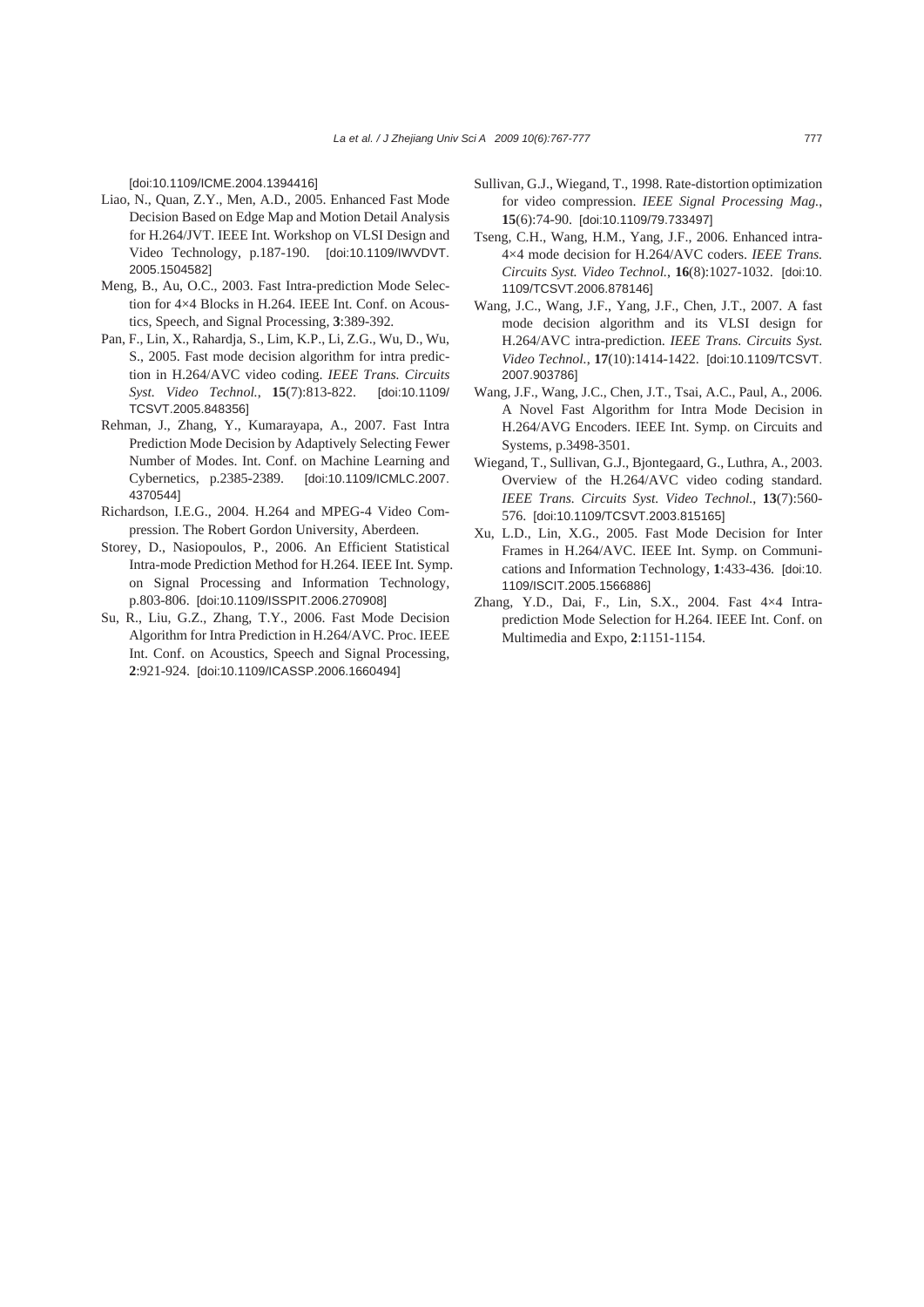[doi:10.1109/ICME.2004.1394416]

Liao, N., Quan, Z.Y., Men, A.D., 2005. Enhanced Fast Mode Decision Based on Edge Map and Motion Detail Analysis for H.264/JVT. IEEE Int. Workshop on VLSI Design and Video Technology, p.187-190. [doi:10.1109/IWVDVT.2005.1504582]

Meng, B., Au, O.C., 2003. Fast Intra-prediction Mode Selection for 4×4 Blocks in H.264. IEEE Int. Conf. on Acoustics, Speech, and Signal Processing, **3**:389-392.

Pan, F., Lin, X., Rahardja, S., Lim, K.P., Li, Z.G., Wu, D., Wu, S., 2005. Fast mode decision algorithm for intra prediction in H.264/AVC video coding. *IEEE Trans. Circuits Syst. Video Technol.*, **15**(7):813-822. [doi:10.1109/TCSVT.2005.848356]

Rehman, J., Zhang, Y., Kumarayapa, A., 2007. Fast Intra Prediction Mode Decision by Adaptively Selecting Fewer Number of Modes. Int. Conf. on Machine Learning and Cybernetics, p.2385-2389. [doi:10.1109/ICMLC.2007.4370544]

Richardson, I.E.G., 2004. H.264 and MPEG-4 Video Compression. The Robert Gordon University, Aberdeen.

Storey, D., Nasiopoulos, P., 2006. An Efficient Statistical Intra-mode Prediction Method for H.264. IEEE Int. Symp. on Signal Processing and Information Technology, p.803-806. [doi:10.1109/ISSPIT.2006.270908]

Su, R., Liu, G.Z., Zhang, T.Y., 2006. Fast Mode Decision Algorithm for Intra Prediction in H.264/AVC. Proc. IEEE Int. Conf. on Acoustics, Speech and Signal Processing, **2**:921-924. [doi:10.1109/ICASSP.2006.1660494]

Sullivan, G.J., Wiegand, T., 1998. Rate-distortion optimization for video compression. *IEEE Signal Processing Mag.*, **15**(6):74-90. [doi:10.1109/79.733497]

Tseng, C.H., Wang, H.M., Yang, J.F., 2006. Enhanced intra-4×4 mode decision for H.264/AVC coders. *IEEE Trans. Circuits Syst. Video Technol.*, **16**(8):1027-1032. [doi:10.1109/TCSVT.2006.878146]

Wang, J.C., Wang, J.F., Yang, J.F., Chen, J.T., 2007. A fast mode decision algorithm and its VLSI design for H.264/AVC intra-prediction. *IEEE Trans. Circuits Syst. Video Technol.*, **17**(10):1414-1422. [doi:10.1109/TCSVT.2007.903786]

Wang, J.F., Wang, J.C., Chen, J.T., Tsai, A.C., Paul, A., 2006. A Novel Fast Algorithm for Intra Mode Decision in H.264/AVG Encoders. IEEE Int. Symp. on Circuits and Systems, p.3498-3501.

Wiegand, T., Sullivan, G.J., Bjontegaard, G., Luthra, A., 2003. Overview of the H.264/AVC video coding standard. *IEEE Trans. Circuits Syst. Video Technol.*, **13**(7):560-576. [doi:10.1109/TCSVT.2003.815165]

Xu, L.D., Lin, X.G., 2005. Fast Mode Decision for Inter Frames in H.264/AVC. IEEE Int. Symp. on Communications and Information Technology, **1**:433-436. [doi:10.1109/ISCIT.2005.1566886]

Zhang, Y.D., Dai, F., Lin, S.X., 2004. Fast 4×4 Intra-prediction Mode Selection for H.264. IEEE Int. Conf. on Multimedia and Expo, **2**:1151-1154.